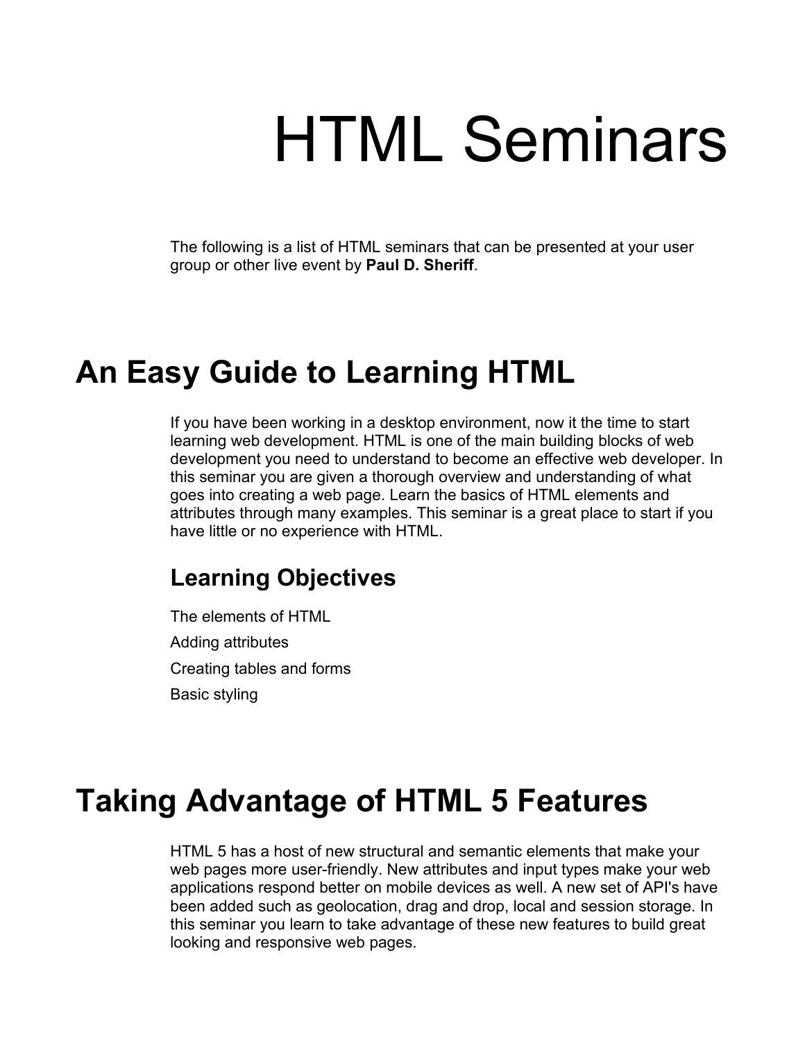# HTML Seminars

The following is a list of HTML seminars that can be presented at your user group or other live event by **Paul D. Sheriff**.

## An Easy Guide to Learning HTML

If you have been working in a desktop environment, now it the time to start learning web development. HTML is one of the main building blocks of web development you need to understand to become an effective web developer. In this seminar you are given a thorough overview and understanding of what goes into creating a web page. Learn the basics of HTML elements and attributes through many examples. This seminar is a great place to start if you have little or no experience with HTML.

### Learning Objectives

The elements of HTML

Adding attributes

Creating tables and forms

Basic styling

## Taking Advantage of HTML 5 Features

HTML 5 has a host of new structural and semantic elements that make your web pages more user-friendly. New attributes and input types make your web applications respond better on mobile devices as well. A new set of API's have been added such as geolocation, drag and drop, local and session storage. In this seminar you learn to take advantage of these new features to build great looking and responsive web pages.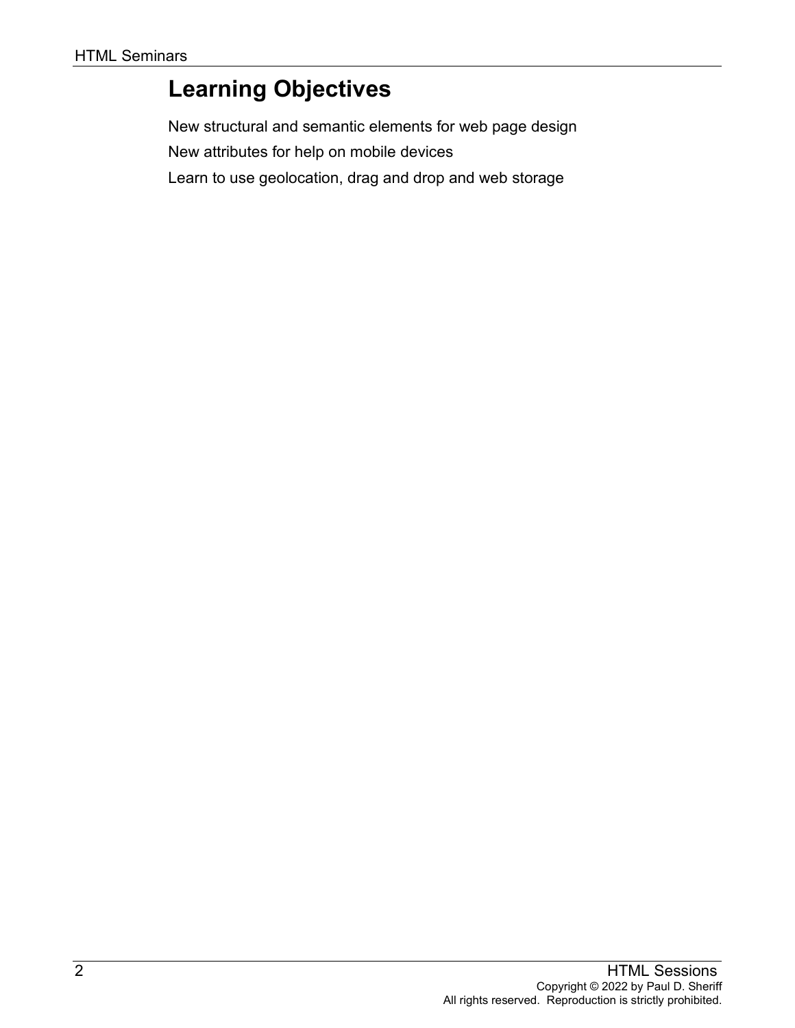## Learning Objectives

New structural and semantic elements for web page design

New attributes for help on mobile devices

Learn to use geolocation, drag and drop and web storage